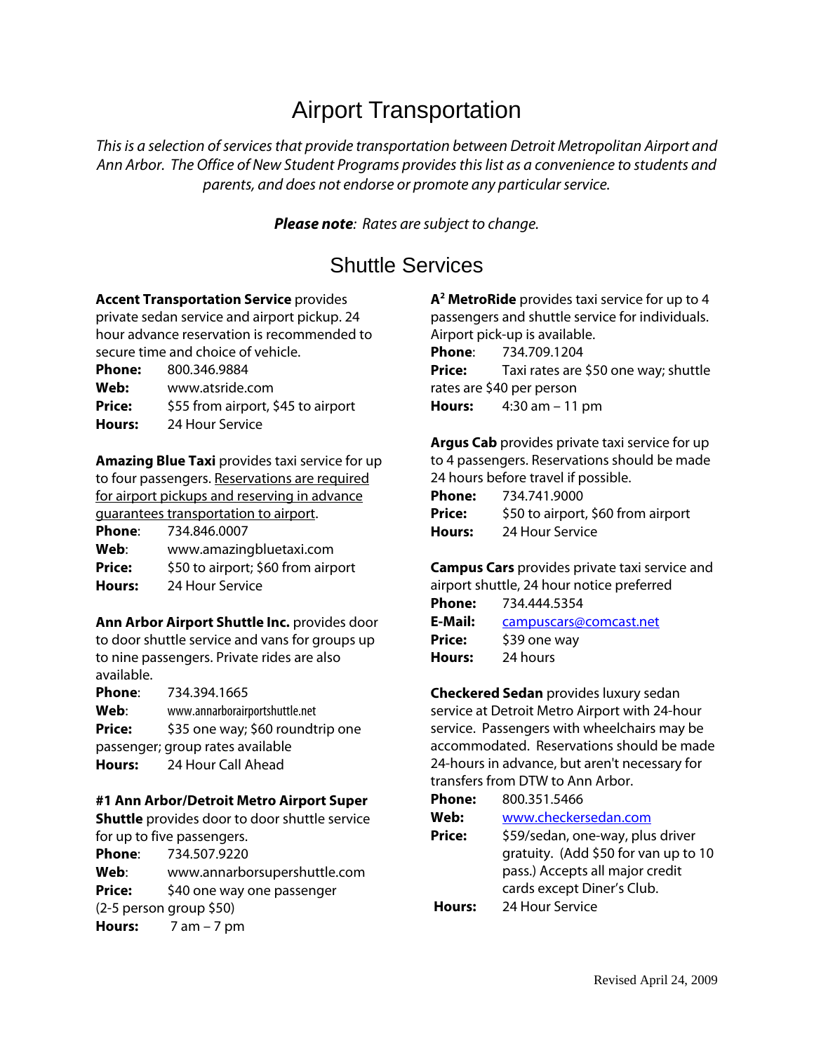# Airport Transportation

*This is a selection of services that provide transportation between Detroit Metropolitan Airport and Ann Arbor. The Office of New Student Programs provides this list as a convenience to students and parents, and does not endorse or promote any particular service.*

***Please note**: Rates are subject to change.*

## Shuttle Services

**Accent Transportation Service** provides private sedan service and airport pickup. 24 hour advance reservation is recommended to secure time and choice of vehicle.

**Phone:** 800.346.9884
**Web:** www.atsride.com
**Price:** $55 from airport, $45 to airport
**Hours:** 24 Hour Service

**Amazing Blue Taxi** provides taxi service for up to four passengers. Reservations are required for airport pickups and reserving in advance guarantees transportation to airport.

**Phone**: 734.846.0007
**Web**: www.amazingbluetaxi.com
**Price:** $50 to airport; $60 from airport
**Hours:** 24 Hour Service

**Ann Arbor Airport Shuttle Inc.** provides door to door shuttle service and vans for groups up to nine passengers. Private rides are also available.

**Phone**: 734.394.1665
**Web**: www.annarborairportshuttle.net
**Price:** $35 one way; $60 roundtrip one passenger; group rates available
**Hours:** 24 Hour Call Ahead

**#1 Ann Arbor/Detroit Metro Airport Super Shuttle** provides door to door shuttle service for up to five passengers.

**Phone**: 734.507.9220
**Web**: www.annarborsupershuttle.com
**Price:** $40 one way one passenger (2-5 person group $50)
**Hours:** 7 am – 7 pm

**A² MetroRide** provides taxi service for up to 4 passengers and shuttle service for individuals. Airport pick-up is available.

**Phone**: 734.709.1204
**Price:** Taxi rates are $50 one way; shuttle rates are $40 per person
**Hours:** 4:30 am – 11 pm

**Argus Cab** provides private taxi service for up to 4 passengers. Reservations should be made 24 hours before travel if possible.

**Phone:** 734.741.9000
**Price:** $50 to airport, $60 from airport
**Hours:** 24 Hour Service

**Campus Cars** provides private taxi service and airport shuttle, 24 hour notice preferred

**Phone:** 734.444.5354
**E-Mail:** campuscars@comcast.net
**Price:** $39 one way
**Hours:** 24 hours

**Checkered Sedan** provides luxury sedan service at Detroit Metro Airport with 24-hour service. Passengers with wheelchairs may be accommodated. Reservations should be made 24-hours in advance, but aren't necessary for transfers from DTW to Ann Arbor.

**Phone:** 800.351.5466
**Web:** www.checkersedan.com
**Price:** $59/sedan, one-way, plus driver gratuity. (Add $50 for van up to 10 pass.) Accepts all major credit cards except Diner's Club.
**Hours:** 24 Hour Service

Revised April 24, 2009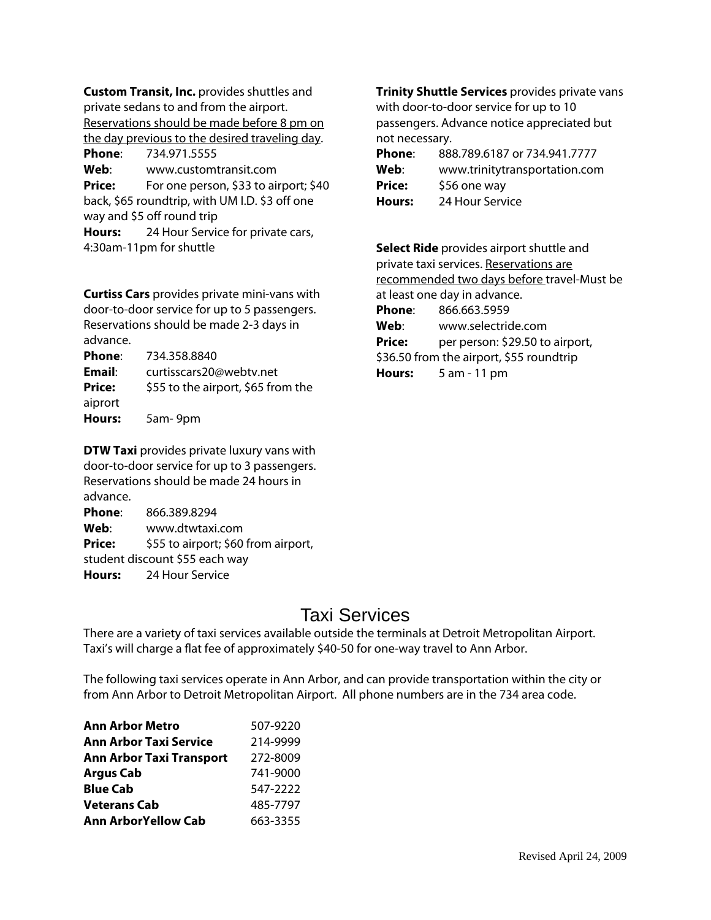**Custom Transit, Inc.** provides shuttles and private sedans to and from the airport. Reservations should be made before 8 pm on the day previous to the desired traveling day.

**Phone**: 734.971.5555
**Web**: www.customtransit.com
**Price:** For one person, $33 to airport; $40 back, $65 roundtrip, with UM I.D. $3 off one way and $5 off round trip
**Hours:** 24 Hour Service for private cars, 4:30am-11pm for shuttle

**Curtiss Cars** provides private mini-vans with door-to-door service for up to 5 passengers. Reservations should be made 2-3 days in advance.

**Phone**: 734.358.8840
**Email**: curtisscars20@webtv.net
**Price:** $55 to the airport, $65 from the aiprort
**Hours:** 5am- 9pm

**DTW Taxi** provides private luxury vans with door-to-door service for up to 3 passengers. Reservations should be made 24 hours in advance.

**Phone**: 866.389.8294
**Web**: www.dtwtaxi.com
**Price:** $55 to airport; $60 from airport, student discount $55 each way
**Hours:** 24 Hour Service

**Trinity Shuttle Services** provides private vans with door-to-door service for up to 10 passengers. Advance notice appreciated but not necessary.

**Phone**: 888.789.6187 or 734.941.7777
**Web**: www.trinitytransportation.com
**Price:** $56 one way
**Hours:** 24 Hour Service

**Select Ride** provides airport shuttle and private taxi services. Reservations are recommended two days before travel-Must be at least one day in advance.

**Phone**: 866.663.5959
**Web**: www.selectride.com
**Price:** per person: $29.50 to airport, $36.50 from the airport, $55 roundtrip
**Hours:** 5 am - 11 pm

## Taxi Services

There are a variety of taxi services available outside the terminals at Detroit Metropolitan Airport. Taxi's will charge a flat fee of approximately $40-50 for one-way travel to Ann Arbor.

The following taxi services operate in Ann Arbor, and can provide transportation within the city or from Ann Arbor to Detroit Metropolitan Airport. All phone numbers are in the 734 area code.

| | |
|---|---|
| **Ann Arbor Metro** | 507-9220 |
| **Ann Arbor Taxi Service** | 214-9999 |
| **Ann Arbor Taxi Transport** | 272-8009 |
| **Argus Cab** | 741-9000 |
| **Blue Cab** | 547-2222 |
| **Veterans Cab** | 485-7797 |
| **Ann ArborYellow Cab** | 663-3355 |

Revised April 24, 2009